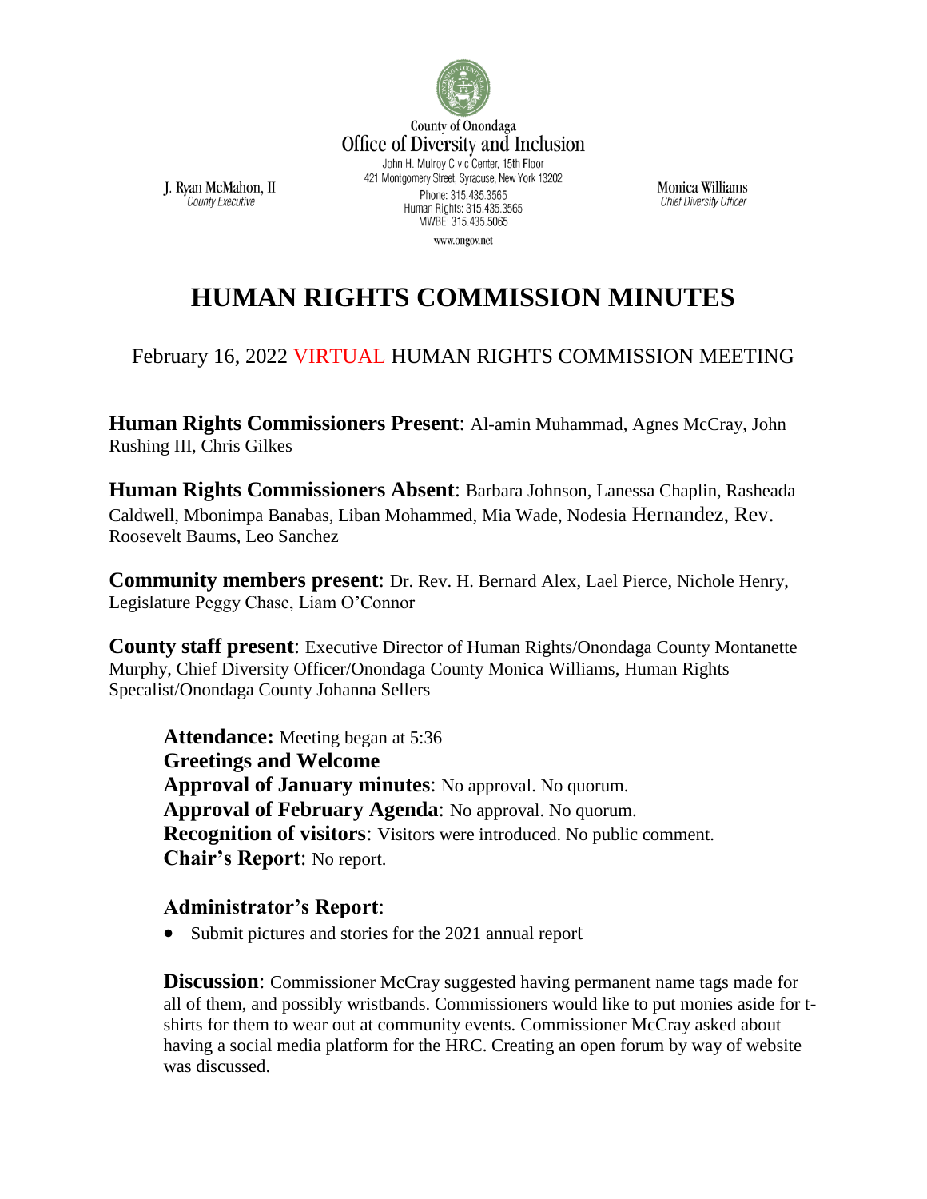County of Onondaga
Office of Diversity and Inclusion
John H. Mulroy Civic Center, 15th Floor
421 Montgomery Street, Syracuse, New York 13202
Phone: 315.435.3565
Human Rights: 315.435.3565
MWBE: 315.435.5065
www.ongov.net

J. Ryan McMahon, II
*County Executive*

Monica Williams
*Chief Diversity Officer*

# HUMAN RIGHTS COMMISSION MINUTES

February 16, 2022 VIRTUAL HUMAN RIGHTS COMMISSION MEETING

**Human Rights Commissioners Present**: Al-amin Muhammad, Agnes McCray, John Rushing III, Chris Gilkes

**Human Rights Commissioners Absent**: Barbara Johnson, Lanessa Chaplin, Rasheada Caldwell, Mbonimpa Banabas, Liban Mohammed, Mia Wade, Nodesia Hernandez, Rev. Roosevelt Baums, Leo Sanchez

**Community members present**: Dr. Rev. H. Bernard Alex, Lael Pierce, Nichole Henry, Legislature Peggy Chase, Liam O'Connor

**County staff present**: Executive Director of Human Rights/Onondaga County Montanette Murphy, Chief Diversity Officer/Onondaga County Monica Williams, Human Rights Specalist/Onondaga County Johanna Sellers

**Attendance:** Meeting began at 5:36
**Greetings and Welcome**
**Approval of January minutes**: No approval. No quorum.
**Approval of February Agenda**: No approval. No quorum.
**Recognition of visitors**: Visitors were introduced. No public comment.
**Chair's Report**: No report.

**Administrator's Report**:

- Submit pictures and stories for the 2021 annual report

**Discussion**: Commissioner McCray suggested having permanent name tags made for all of them, and possibly wristbands. Commissioners would like to put monies aside for t-shirts for them to wear out at community events. Commissioner McCray asked about having a social media platform for the HRC. Creating an open forum by way of website was discussed.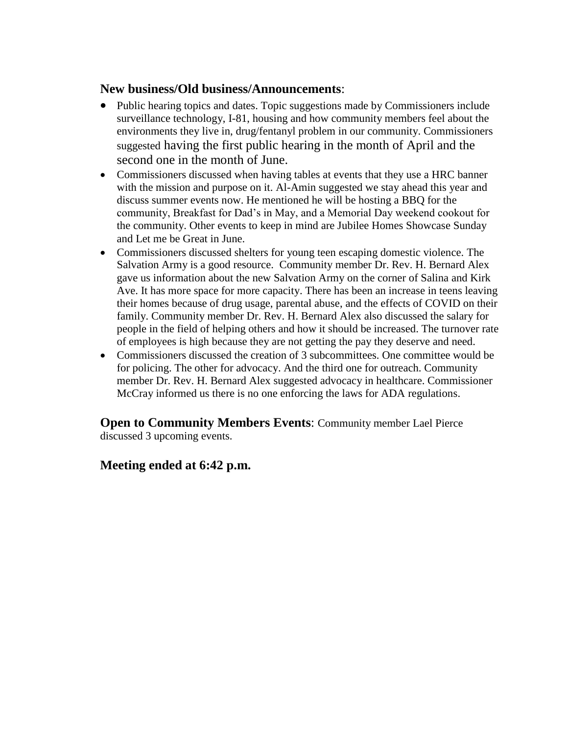## New business/Old business/Announcements:

- Public hearing topics and dates. Topic suggestions made by Commissioners include surveillance technology, I-81, housing and how community members feel about the environments they live in, drug/fentanyl problem in our community. Commissioners suggested having the first public hearing in the month of April and the second one in the month of June.
- Commissioners discussed when having tables at events that they use a HRC banner with the mission and purpose on it. Al-Amin suggested we stay ahead this year and discuss summer events now. He mentioned he will be hosting a BBQ for the community, Breakfast for Dad's in May, and a Memorial Day weekend cookout for the community. Other events to keep in mind are Jubilee Homes Showcase Sunday and Let me be Great in June.
- Commissioners discussed shelters for young teen escaping domestic violence. The Salvation Army is a good resource. Community member Dr. Rev. H. Bernard Alex gave us information about the new Salvation Army on the corner of Salina and Kirk Ave. It has more space for more capacity. There has been an increase in teens leaving their homes because of drug usage, parental abuse, and the effects of COVID on their family. Community member Dr. Rev. H. Bernard Alex also discussed the salary for people in the field of helping others and how it should be increased. The turnover rate of employees is high because they are not getting the pay they deserve and need.
- Commissioners discussed the creation of 3 subcommittees. One committee would be for policing. The other for advocacy. And the third one for outreach. Community member Dr. Rev. H. Bernard Alex suggested advocacy in healthcare. Commissioner McCray informed us there is no one enforcing the laws for ADA regulations.

**Open to Community Members Events**: Community member Lael Pierce discussed 3 upcoming events.

## Meeting ended at 6:42 p.m.